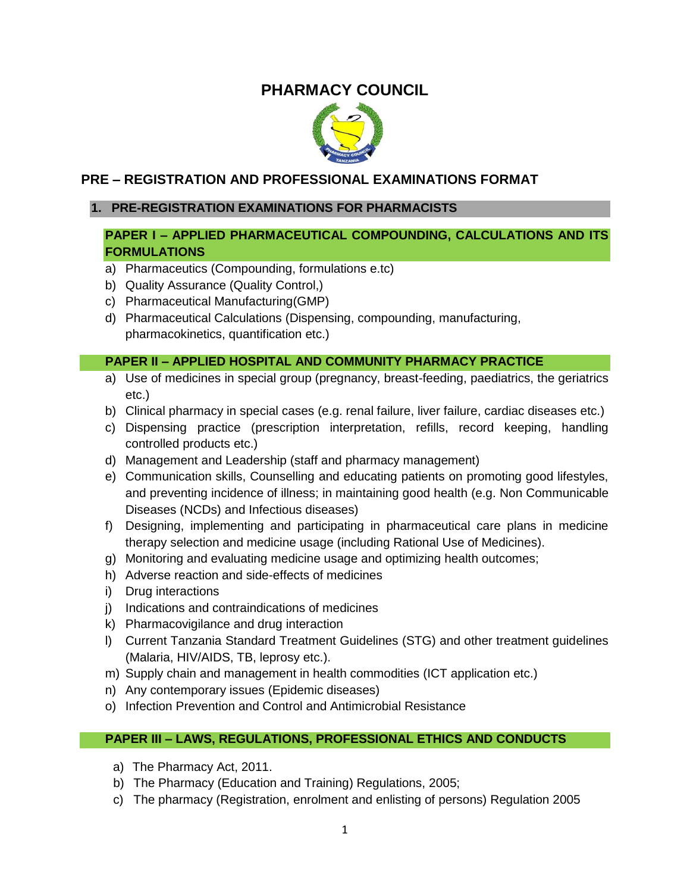# PHARMACY COUNCIL

## PRE – REGISTRATION AND PROFESSIONAL EXAMINATIONS FORMAT

### 1. PRE-REGISTRATION EXAMINATIONS FOR PHARMACISTS

#### PAPER I – APPLIED PHARMACEUTICAL COMPOUNDING, CALCULATIONS AND ITS FORMULATIONS

a) Pharmaceutics (Compounding, formulations e.tc)
b) Quality Assurance (Quality Control,)
c) Pharmaceutical Manufacturing(GMP)
d) Pharmaceutical Calculations (Dispensing, compounding, manufacturing, pharmacokinetics, quantification etc.)

#### PAPER II – APPLIED HOSPITAL AND COMMUNITY PHARMACY PRACTICE

a) Use of medicines in special group (pregnancy, breast-feeding, paediatrics, the geriatrics etc.)
b) Clinical pharmacy in special cases (e.g. renal failure, liver failure, cardiac diseases etc.)
c) Dispensing practice (prescription interpretation, refills, record keeping, handling controlled products etc.)
d) Management and Leadership (staff and pharmacy management)
e) Communication skills, Counselling and educating patients on promoting good lifestyles, and preventing incidence of illness; in maintaining good health (e.g. Non Communicable Diseases (NCDs) and Infectious diseases)
f) Designing, implementing and participating in pharmaceutical care plans in medicine therapy selection and medicine usage (including Rational Use of Medicines).
g) Monitoring and evaluating medicine usage and optimizing health outcomes;
h) Adverse reaction and side-effects of medicines
i) Drug interactions
j) Indications and contraindications of medicines
k) Pharmacovigilance and drug interaction
l) Current Tanzania Standard Treatment Guidelines (STG) and other treatment guidelines (Malaria, HIV/AIDS, TB, leprosy etc.).
m) Supply chain and management in health commodities (ICT application etc.)
n) Any contemporary issues (Epidemic diseases)
o) Infection Prevention and Control and Antimicrobial Resistance

#### PAPER III – LAWS, REGULATIONS, PROFESSIONAL ETHICS AND CONDUCTS

a) The Pharmacy Act, 2011.
b) The Pharmacy (Education and Training) Regulations, 2005;
c) The pharmacy (Registration, enrolment and enlisting of persons) Regulation 2005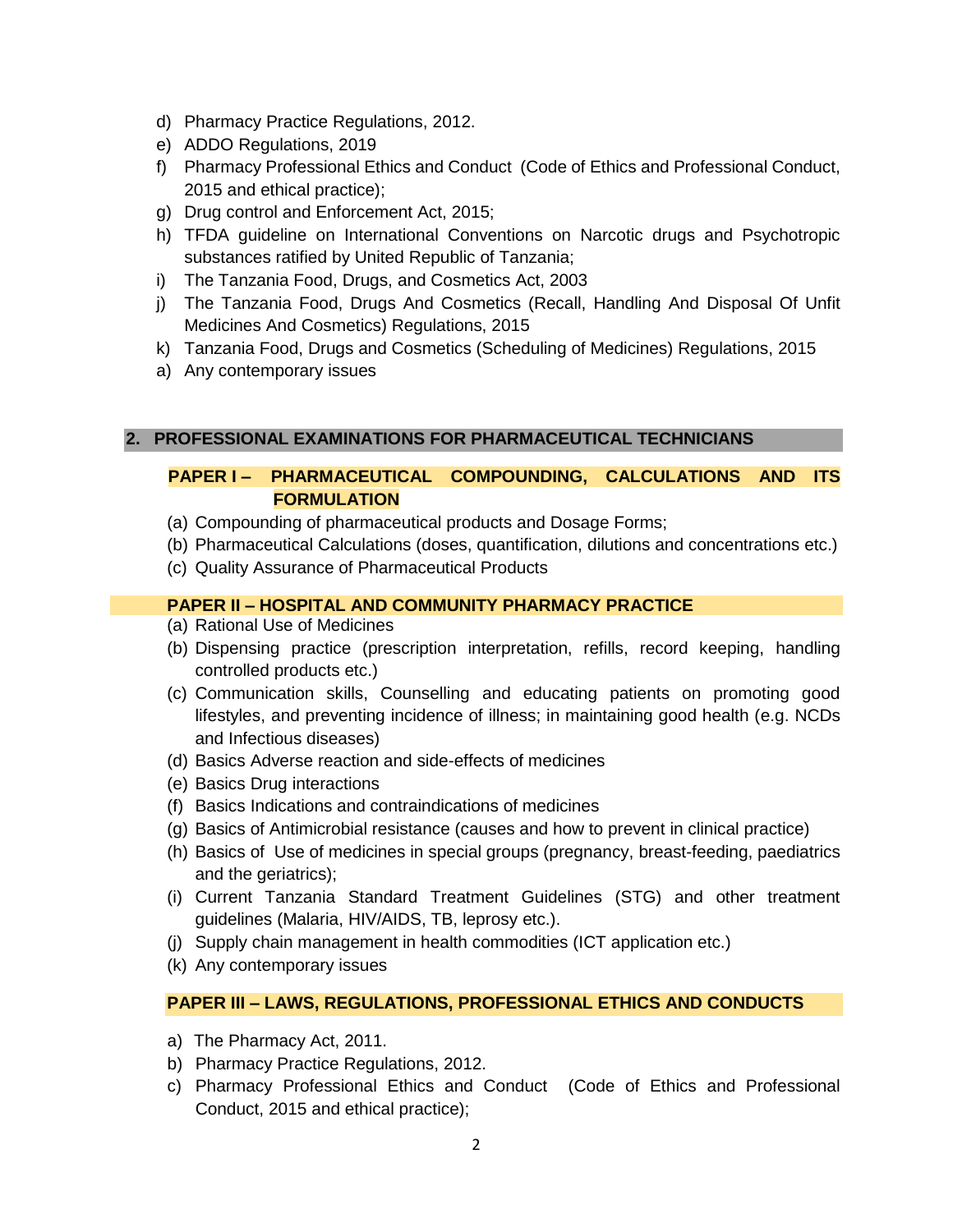d) Pharmacy Practice Regulations, 2012.
e) ADDO Regulations, 2019
f) Pharmacy Professional Ethics and Conduct (Code of Ethics and Professional Conduct, 2015 and ethical practice);
g) Drug control and Enforcement Act, 2015;
h) TFDA guideline on International Conventions on Narcotic drugs and Psychotropic substances ratified by United Republic of Tanzania;
i) The Tanzania Food, Drugs, and Cosmetics Act, 2003
j) The Tanzania Food, Drugs And Cosmetics (Recall, Handling And Disposal Of Unfit Medicines And Cosmetics) Regulations, 2015
k) Tanzania Food, Drugs and Cosmetics (Scheduling of Medicines) Regulations, 2015
a) Any contemporary issues

## 2. PROFESSIONAL EXAMINATIONS FOR PHARMACEUTICAL TECHNICIANS

### PAPER I – PHARMACEUTICAL COMPOUNDING, CALCULATIONS AND ITS FORMULATION

(a) Compounding of pharmaceutical products and Dosage Forms;
(b) Pharmaceutical Calculations (doses, quantification, dilutions and concentrations etc.)
(c) Quality Assurance of Pharmaceutical Products

### PAPER II – HOSPITAL AND COMMUNITY PHARMACY PRACTICE

(a) Rational Use of Medicines
(b) Dispensing practice (prescription interpretation, refills, record keeping, handling controlled products etc.)
(c) Communication skills, Counselling and educating patients on promoting good lifestyles, and preventing incidence of illness; in maintaining good health (e.g. NCDs and Infectious diseases)
(d) Basics Adverse reaction and side-effects of medicines
(e) Basics Drug interactions
(f) Basics Indications and contraindications of medicines
(g) Basics of Antimicrobial resistance (causes and how to prevent in clinical practice)
(h) Basics of Use of medicines in special groups (pregnancy, breast-feeding, paediatrics and the geriatrics);
(i) Current Tanzania Standard Treatment Guidelines (STG) and other treatment guidelines (Malaria, HIV/AIDS, TB, leprosy etc.).
(j) Supply chain management in health commodities (ICT application etc.)
(k) Any contemporary issues

### PAPER III – LAWS, REGULATIONS, PROFESSIONAL ETHICS AND CONDUCTS

a) The Pharmacy Act, 2011.
b) Pharmacy Practice Regulations, 2012.
c) Pharmacy Professional Ethics and Conduct (Code of Ethics and Professional Conduct, 2015 and ethical practice);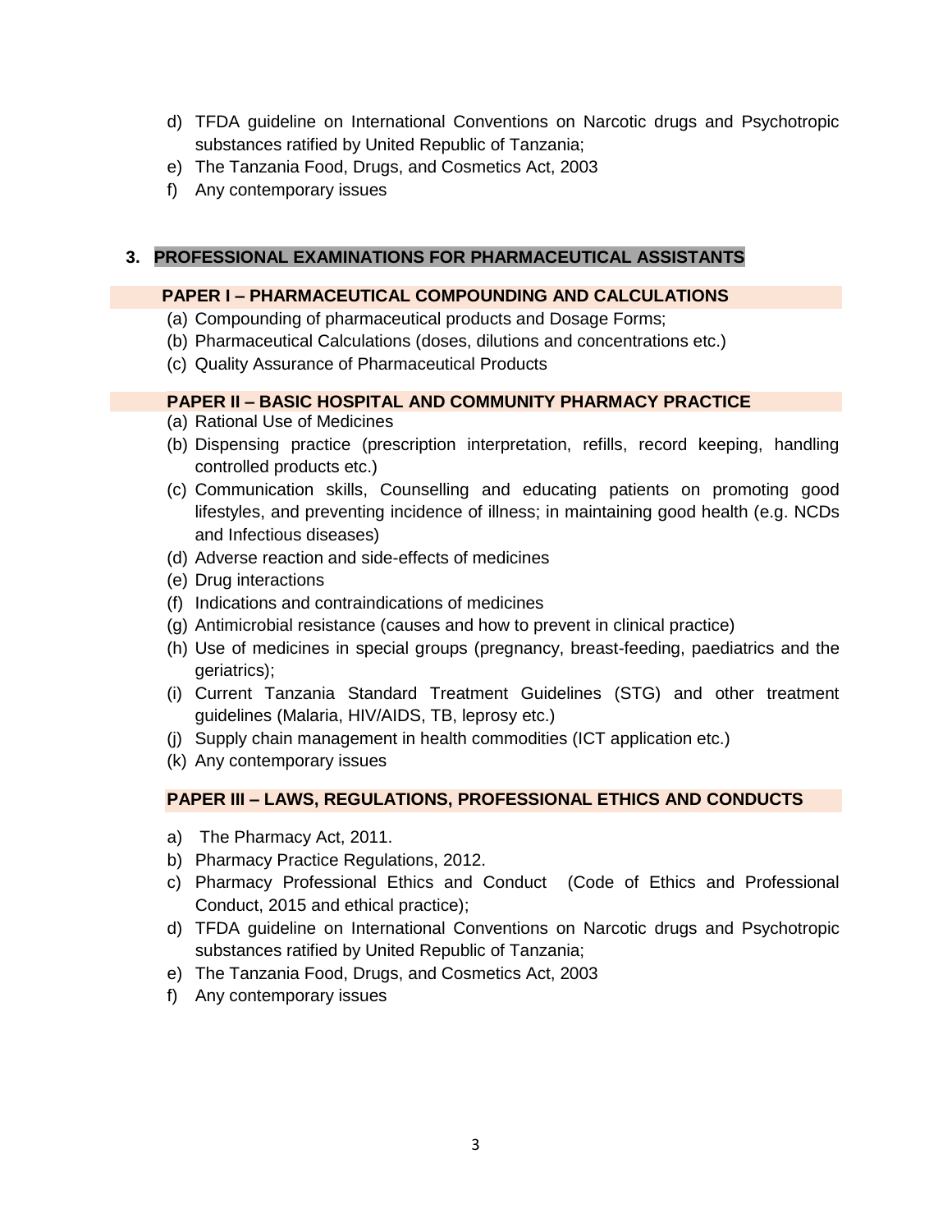d) TFDA guideline on International Conventions on Narcotic drugs and Psychotropic substances ratified by United Republic of Tanzania;
e) The Tanzania Food, Drugs, and Cosmetics Act, 2003
f) Any contemporary issues

## 3. PROFESSIONAL EXAMINATIONS FOR PHARMACEUTICAL ASSISTANTS

### PAPER I – PHARMACEUTICAL COMPOUNDING AND CALCULATIONS

(a) Compounding of pharmaceutical products and Dosage Forms;
(b) Pharmaceutical Calculations (doses, dilutions and concentrations etc.)
(c) Quality Assurance of Pharmaceutical Products

### PAPER II – BASIC HOSPITAL AND COMMUNITY PHARMACY PRACTICE

(a) Rational Use of Medicines
(b) Dispensing practice (prescription interpretation, refills, record keeping, handling controlled products etc.)
(c) Communication skills, Counselling and educating patients on promoting good lifestyles, and preventing incidence of illness; in maintaining good health (e.g. NCDs and Infectious diseases)
(d) Adverse reaction and side-effects of medicines
(e) Drug interactions
(f) Indications and contraindications of medicines
(g) Antimicrobial resistance (causes and how to prevent in clinical practice)
(h) Use of medicines in special groups (pregnancy, breast-feeding, paediatrics and the geriatrics);
(i) Current Tanzania Standard Treatment Guidelines (STG) and other treatment guidelines (Malaria, HIV/AIDS, TB, leprosy etc.)
(j) Supply chain management in health commodities (ICT application etc.)
(k) Any contemporary issues

### PAPER III – LAWS, REGULATIONS, PROFESSIONAL ETHICS AND CONDUCTS

a) The Pharmacy Act, 2011.
b) Pharmacy Practice Regulations, 2012.
c) Pharmacy Professional Ethics and Conduct (Code of Ethics and Professional Conduct, 2015 and ethical practice);
d) TFDA guideline on International Conventions on Narcotic drugs and Psychotropic substances ratified by United Republic of Tanzania;
e) The Tanzania Food, Drugs, and Cosmetics Act, 2003
f) Any contemporary issues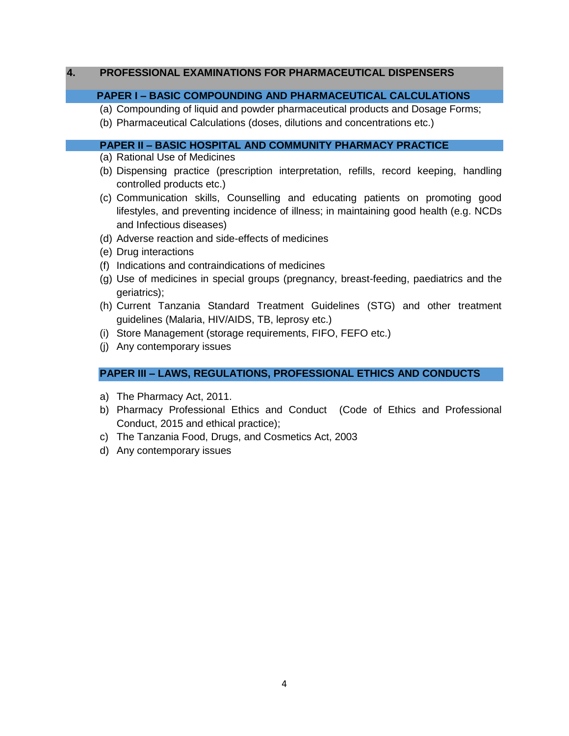## 4. PROFESSIONAL EXAMINATIONS FOR PHARMACEUTICAL DISPENSERS

### PAPER I – BASIC COMPOUNDING AND PHARMACEUTICAL CALCULATIONS

(a) Compounding of liquid and powder pharmaceutical products and Dosage Forms;
(b) Pharmaceutical Calculations (doses, dilutions and concentrations etc.)

### PAPER II – BASIC HOSPITAL AND COMMUNITY PHARMACY PRACTICE

(a) Rational Use of Medicines
(b) Dispensing practice (prescription interpretation, refills, record keeping, handling controlled products etc.)
(c) Communication skills, Counselling and educating patients on promoting good lifestyles, and preventing incidence of illness; in maintaining good health (e.g. NCDs and Infectious diseases)
(d) Adverse reaction and side-effects of medicines
(e) Drug interactions
(f) Indications and contraindications of medicines
(g) Use of medicines in special groups (pregnancy, breast-feeding, paediatrics and the geriatrics);
(h) Current Tanzania Standard Treatment Guidelines (STG) and other treatment guidelines (Malaria, HIV/AIDS, TB, leprosy etc.)
(i) Store Management (storage requirements, FIFO, FEFO etc.)
(j) Any contemporary issues

### PAPER III – LAWS, REGULATIONS, PROFESSIONAL ETHICS AND CONDUCTS

a) The Pharmacy Act, 2011.
b) Pharmacy Professional Ethics and Conduct (Code of Ethics and Professional Conduct, 2015 and ethical practice);
c) The Tanzania Food, Drugs, and Cosmetics Act, 2003
d) Any contemporary issues